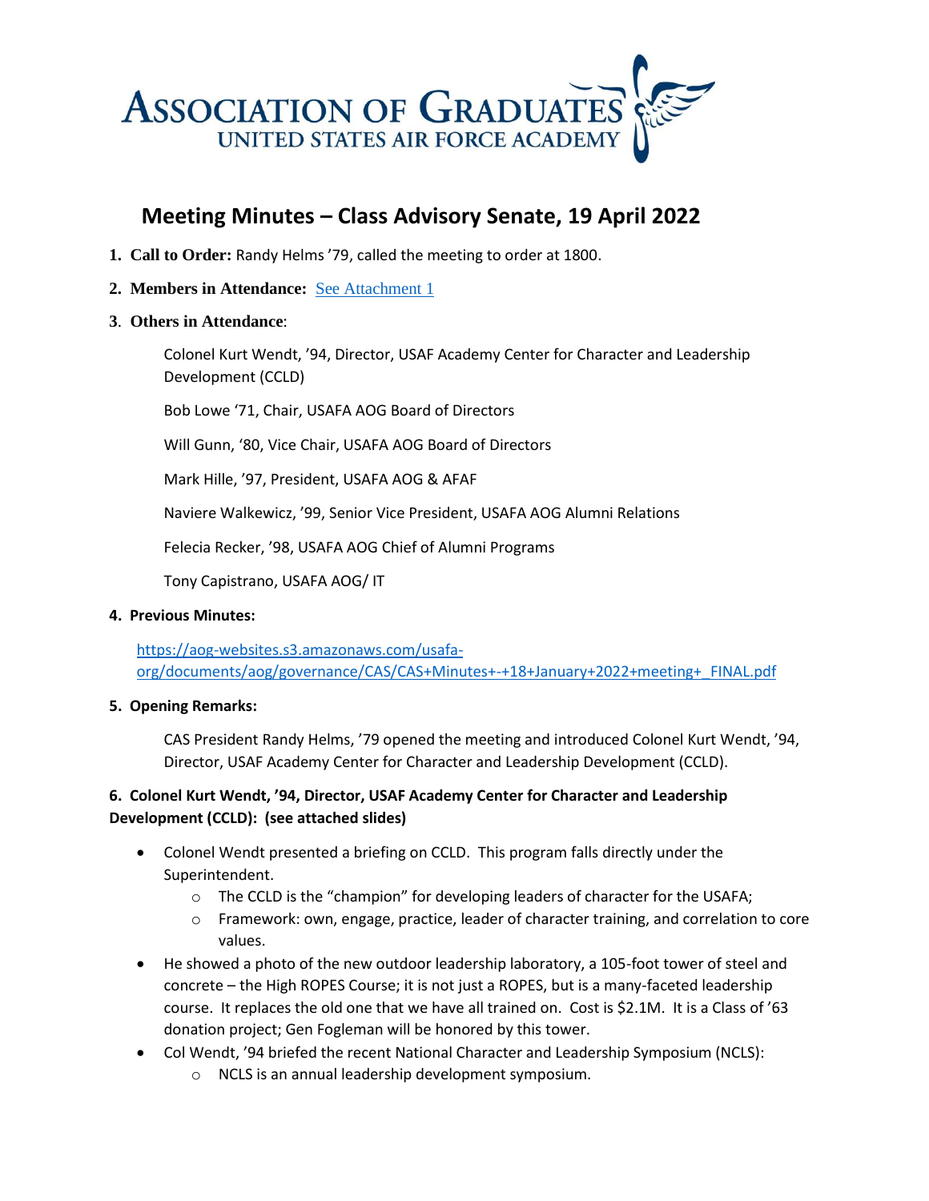ASSOCIATION OF GRADUATES
UNITED STATES AIR FORCE ACADEMY

# Meeting Minutes – Class Advisory Senate, 19 April 2022

1. **Call to Order:** Randy Helms '79, called the meeting to order at 1800.
2. **Members in Attendance:** [See Attachment 1]
3. **Others in Attendance**:

   Colonel Kurt Wendt, '94, Director, USAF Academy Center for Character and Leadership Development (CCLD)

   Bob Lowe '71, Chair, USAFA AOG Board of Directors

   Will Gunn, '80, Vice Chair, USAFA AOG Board of Directors

   Mark Hille, '97, President, USAFA AOG & AFAF

   Naviere Walkewicz, '99, Senior Vice President, USAFA AOG Alumni Relations

   Felecia Recker, '98, USAFA AOG Chief of Alumni Programs

   Tony Capistrano, USAFA AOG/ IT

4. **Previous Minutes:**

   https://aog-websites.s3.amazonaws.com/usafa-org/documents/aog/governance/CAS/CAS+Minutes+-+18+January+2022+meeting+_FINAL.pdf

5. **Opening Remarks:**

   CAS President Randy Helms, '79 opened the meeting and introduced Colonel Kurt Wendt, '94, Director, USAF Academy Center for Character and Leadership Development (CCLD).

**6. Colonel Kurt Wendt, '94, Director, USAF Academy Center for Character and Leadership Development (CCLD): (see attached slides)**

- Colonel Wendt presented a briefing on CCLD. This program falls directly under the Superintendent.
  - The CCLD is the "champion" for developing leaders of character for the USAFA;
  - Framework: own, engage, practice, leader of character training, and correlation to core values.
- He showed a photo of the new outdoor leadership laboratory, a 105-foot tower of steel and concrete – the High ROPES Course; it is not just a ROPES, but is a many-faceted leadership course. It replaces the old one that we have all trained on. Cost is $2.1M. It is a Class of '63 donation project; Gen Fogleman will be honored by this tower.
- Col Wendt, '94 briefed the recent National Character and Leadership Symposium (NCLS):
  - NCLS is an annual leadership development symposium.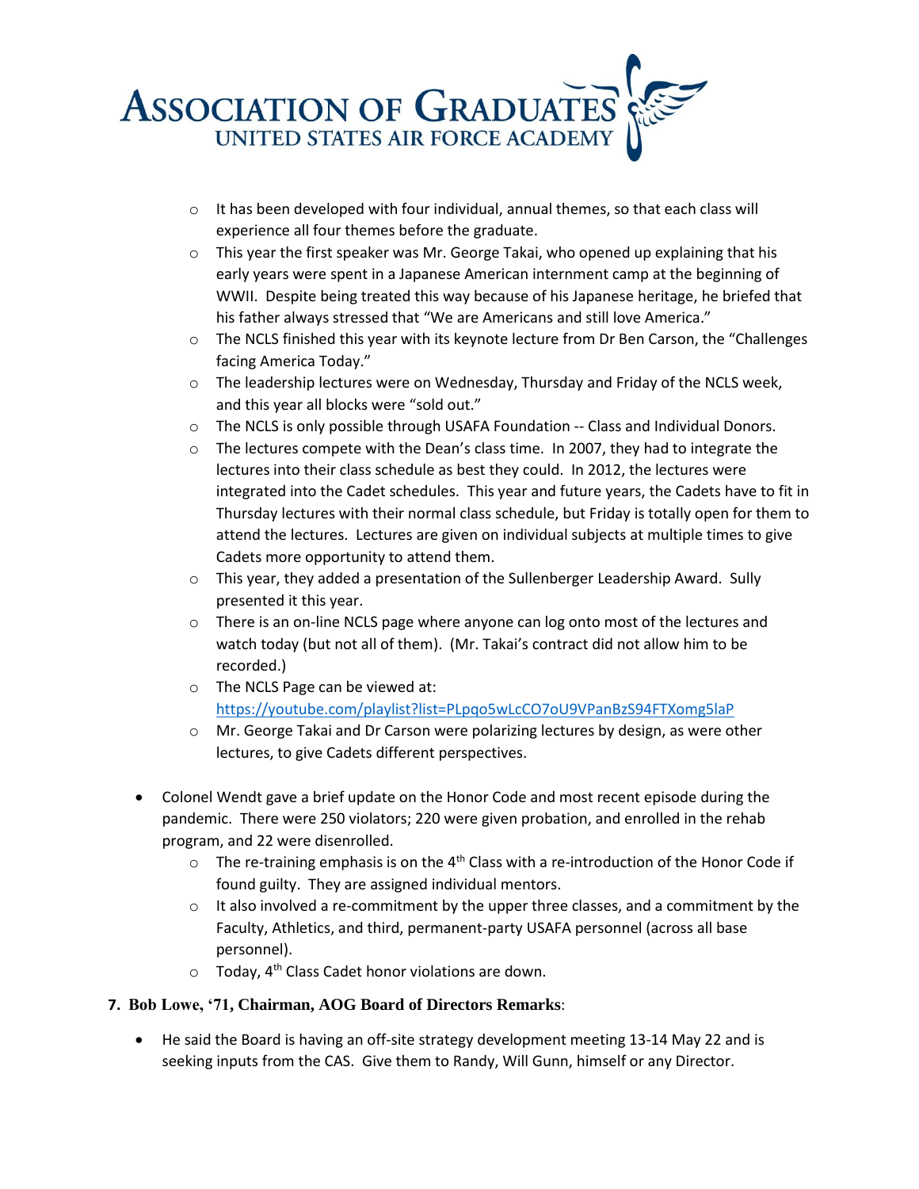- It has been developed with four individual, annual themes, so that each class will experience all four themes before the graduate.
- This year the first speaker was Mr. George Takai, who opened up explaining that his early years were spent in a Japanese American internment camp at the beginning of WWII. Despite being treated this way because of his Japanese heritage, he briefed that his father always stressed that "We are Americans and still love America."
- The NCLS finished this year with its keynote lecture from Dr Ben Carson, the "Challenges facing America Today."
- The leadership lectures were on Wednesday, Thursday and Friday of the NCLS week, and this year all blocks were "sold out."
- The NCLS is only possible through USAFA Foundation -- Class and Individual Donors.
- The lectures compete with the Dean's class time. In 2007, they had to integrate the lectures into their class schedule as best they could. In 2012, the lectures were integrated into the Cadet schedules. This year and future years, the Cadets have to fit in Thursday lectures with their normal class schedule, but Friday is totally open for them to attend the lectures. Lectures are given on individual subjects at multiple times to give Cadets more opportunity to attend them.
- This year, they added a presentation of the Sullenberger Leadership Award. Sully presented it this year.
- There is an on-line NCLS page where anyone can log onto most of the lectures and watch today (but not all of them). (Mr. Takai's contract did not allow him to be recorded.)
- The NCLS Page can be viewed at: https://youtube.com/playlist?list=PLpqo5wLcCO7oU9VPanBzS94FTXomg5laP
- Mr. George Takai and Dr Carson were polarizing lectures by design, as were other lectures, to give Cadets different perspectives.

- Colonel Wendt gave a brief update on the Honor Code and most recent episode during the pandemic. There were 250 violators; 220 were given probation, and enrolled in the rehab program, and 22 were disenrolled.
  - The re-training emphasis is on the 4th Class with a re-introduction of the Honor Code if found guilty. They are assigned individual mentors.
  - It also involved a re-commitment by the upper three classes, and a commitment by the Faculty, Athletics, and third, permanent-party USAFA personnel (across all base personnel).
  - Today, 4th Class Cadet honor violations are down.

**7. Bob Lowe, '71, Chairman, AOG Board of Directors Remarks**:

- He said the Board is having an off-site strategy development meeting 13-14 May 22 and is seeking inputs from the CAS. Give them to Randy, Will Gunn, himself or any Director.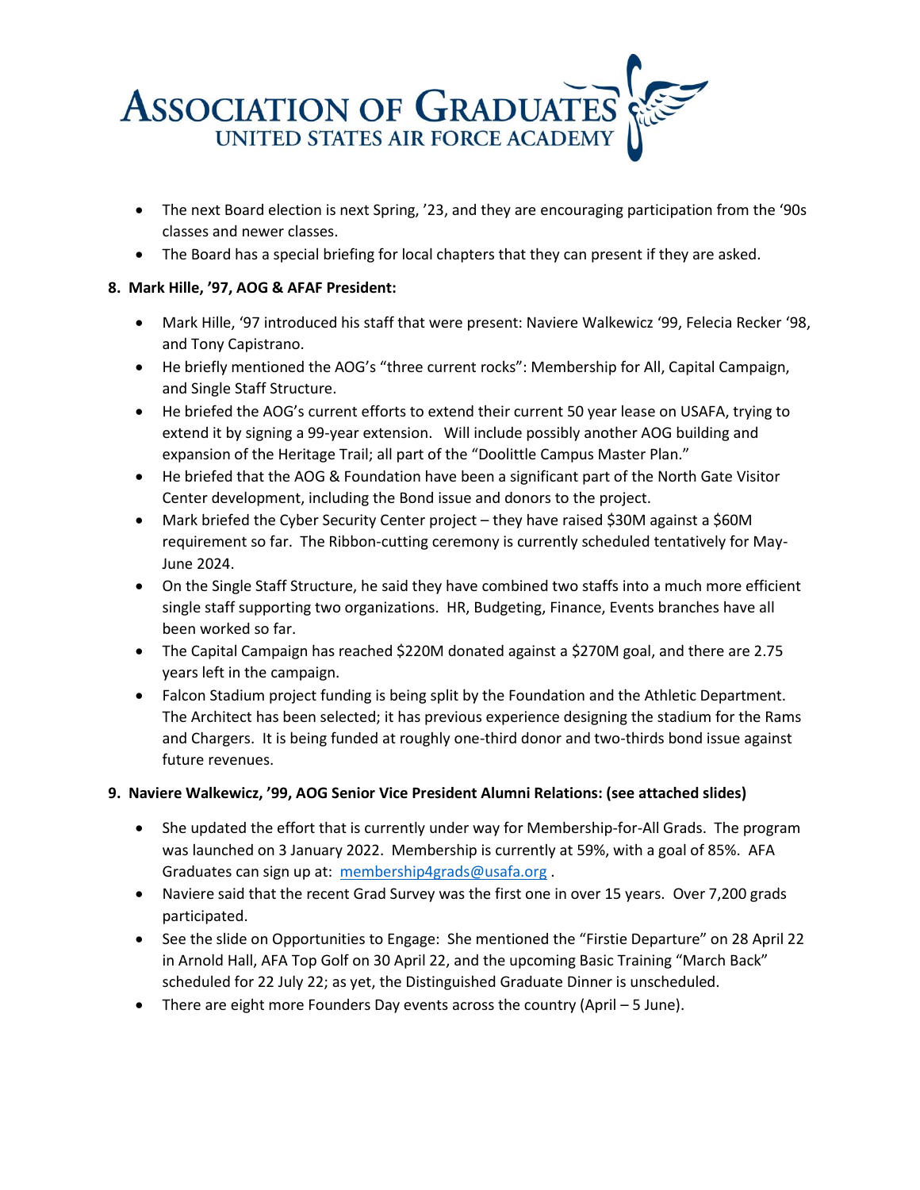- The next Board election is next Spring, '23, and they are encouraging participation from the '90s classes and newer classes.
- The Board has a special briefing for local chapters that they can present if they are asked.

**8. Mark Hille, '97, AOG & AFAF President:**

- Mark Hille, '97 introduced his staff that were present: Naviere Walkewicz '99, Felecia Recker '98, and Tony Capistrano.
- He briefly mentioned the AOG's "three current rocks": Membership for All, Capital Campaign, and Single Staff Structure.
- He briefed the AOG's current efforts to extend their current 50 year lease on USAFA, trying to extend it by signing a 99-year extension. Will include possibly another AOG building and expansion of the Heritage Trail; all part of the "Doolittle Campus Master Plan."
- He briefed that the AOG & Foundation have been a significant part of the North Gate Visitor Center development, including the Bond issue and donors to the project.
- Mark briefed the Cyber Security Center project – they have raised $30M against a $60M requirement so far. The Ribbon-cutting ceremony is currently scheduled tentatively for May-June 2024.
- On the Single Staff Structure, he said they have combined two staffs into a much more efficient single staff supporting two organizations. HR, Budgeting, Finance, Events branches have all been worked so far.
- The Capital Campaign has reached $220M donated against a $270M goal, and there are 2.75 years left in the campaign.
- Falcon Stadium project funding is being split by the Foundation and the Athletic Department. The Architect has been selected; it has previous experience designing the stadium for the Rams and Chargers. It is being funded at roughly one-third donor and two-thirds bond issue against future revenues.

**9. Naviere Walkewicz, '99, AOG Senior Vice President Alumni Relations: (see attached slides)**

- She updated the effort that is currently under way for Membership-for-All Grads. The program was launched on 3 January 2022. Membership is currently at 59%, with a goal of 85%. AFA Graduates can sign up at: membership4grads@usafa.org .
- Naviere said that the recent Grad Survey was the first one in over 15 years. Over 7,200 grads participated.
- See the slide on Opportunities to Engage: She mentioned the "Firstie Departure" on 28 April 22 in Arnold Hall, AFA Top Golf on 30 April 22, and the upcoming Basic Training "March Back" scheduled for 22 July 22; as yet, the Distinguished Graduate Dinner is unscheduled.
- There are eight more Founders Day events across the country (April – 5 June).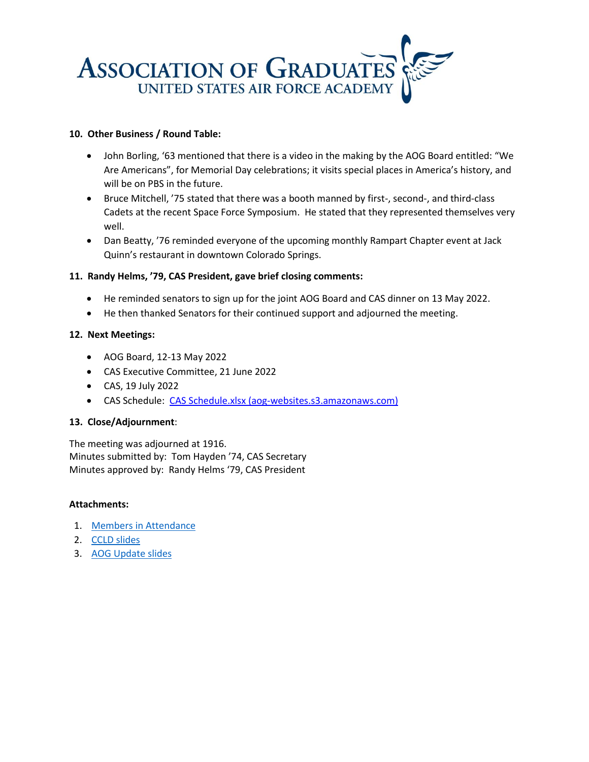**10. Other Business / Round Table:**

- John Borling, '63 mentioned that there is a video in the making by the AOG Board entitled: "We Are Americans", for Memorial Day celebrations; it visits special places in America's history, and will be on PBS in the future.
- Bruce Mitchell, '75 stated that there was a booth manned by first-, second-, and third-class Cadets at the recent Space Force Symposium. He stated that they represented themselves very well.
- Dan Beatty, '76 reminded everyone of the upcoming monthly Rampart Chapter event at Jack Quinn's restaurant in downtown Colorado Springs.

**11. Randy Helms, '79, CAS President, gave brief closing comments:**

- He reminded senators to sign up for the joint AOG Board and CAS dinner on 13 May 2022.
- He then thanked Senators for their continued support and adjourned the meeting.

**12. Next Meetings:**

- AOG Board, 12-13 May 2022
- CAS Executive Committee, 21 June 2022
- CAS, 19 July 2022
- CAS Schedule: CAS Schedule.xlsx (aog-websites.s3.amazonaws.com)

**13. Close/Adjournment**:

The meeting was adjourned at 1916.
Minutes submitted by: Tom Hayden '74, CAS Secretary
Minutes approved by: Randy Helms '79, CAS President

**Attachments:**

1. Members in Attendance
2. CCLD slides
3. AOG Update slides